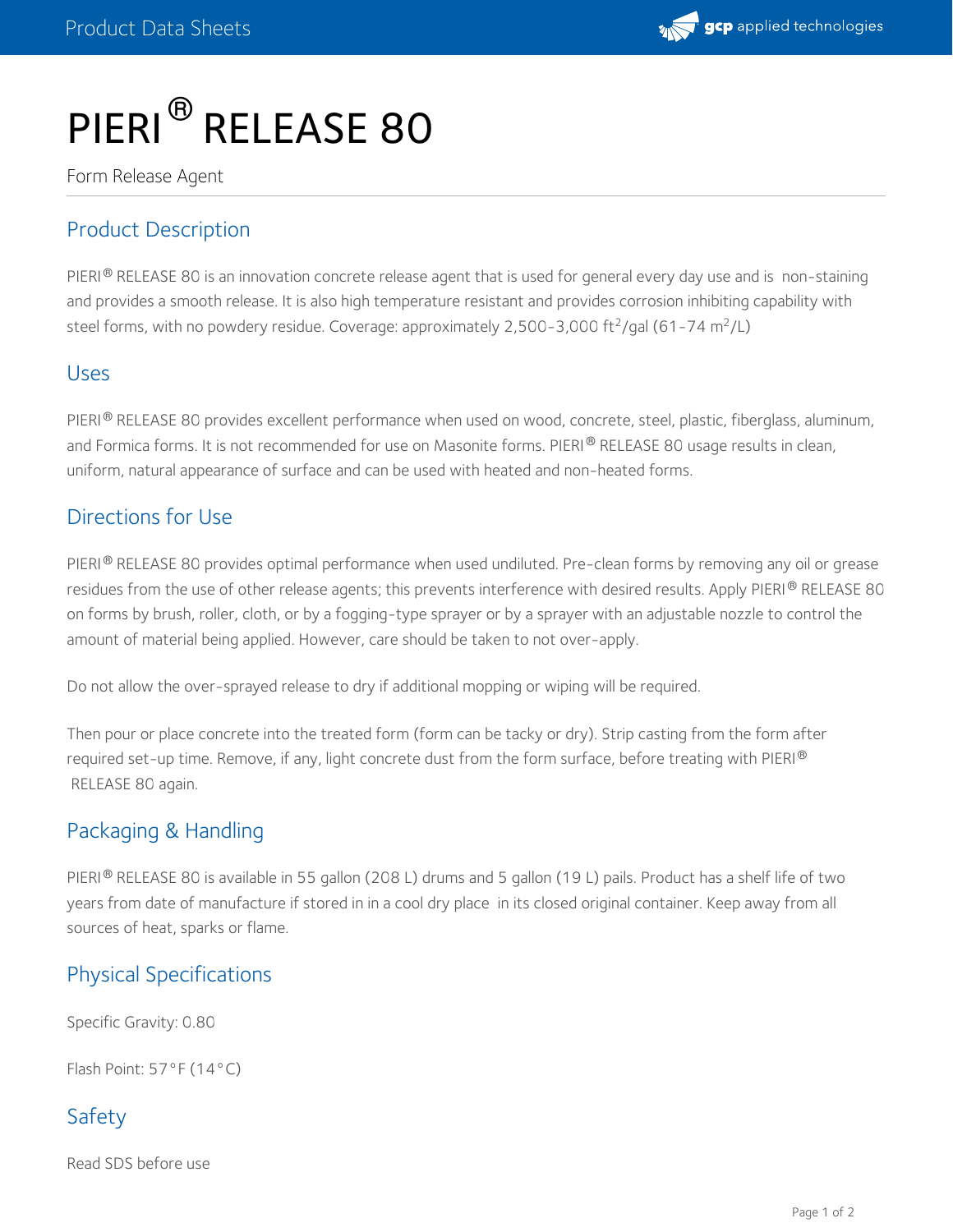# PIERI® RELEASE 80

Form Release Agent

## Product Description

PIERI® RELEASE 80 is an innovation concrete release agent that is used for general every day use and is non-staining and provides a smooth release. It is also high temperature resistant and provides corrosion inhibiting capability with steel forms, with no powdery residue. Coverage: approximately 2,500-3,000 $ft^2$/gal (61-74 $m^2$/L)

## Uses

PIERI® RELEASE 80 provides excellent performance when used on wood, concrete, steel, plastic, fiberglass, aluminum, and Formica forms. It is not recommended for use on Masonite forms. PIERI® RELEASE 80 usage results in clean, uniform, natural appearance of surface and can be used with heated and non-heated forms.

## Directions for Use

PIERI® RELEASE 80 provides optimal performance when used undiluted. Pre-clean forms by removing any oil or grease residues from the use of other release agents; this prevents interference with desired results. Apply PIERI® RELEASE 80 on forms by brush, roller, cloth, or by a fogging-type sprayer or by a sprayer with an adjustable nozzle to control the amount of material being applied. However, care should be taken to not over-apply.

Do not allow the over-sprayed release to dry if additional mopping or wiping will be required.

Then pour or place concrete into the treated form (form can be tacky or dry). Strip casting from the form after required set-up time. Remove, if any, light concrete dust from the form surface, before treating with PIERI® RELEASE 80 again.

## Packaging & Handling

PIERI® RELEASE 80 is available in 55 gallon (208 L) drums and 5 gallon (19 L) pails. Product has a shelf life of two years from date of manufacture if stored in in a cool dry place in its closed original container. Keep away from all sources of heat, sparks or flame.

## Physical Specifications

Specific Gravity: 0.80

Flash Point: 57°F (14°C)

## Safety

Read SDS before use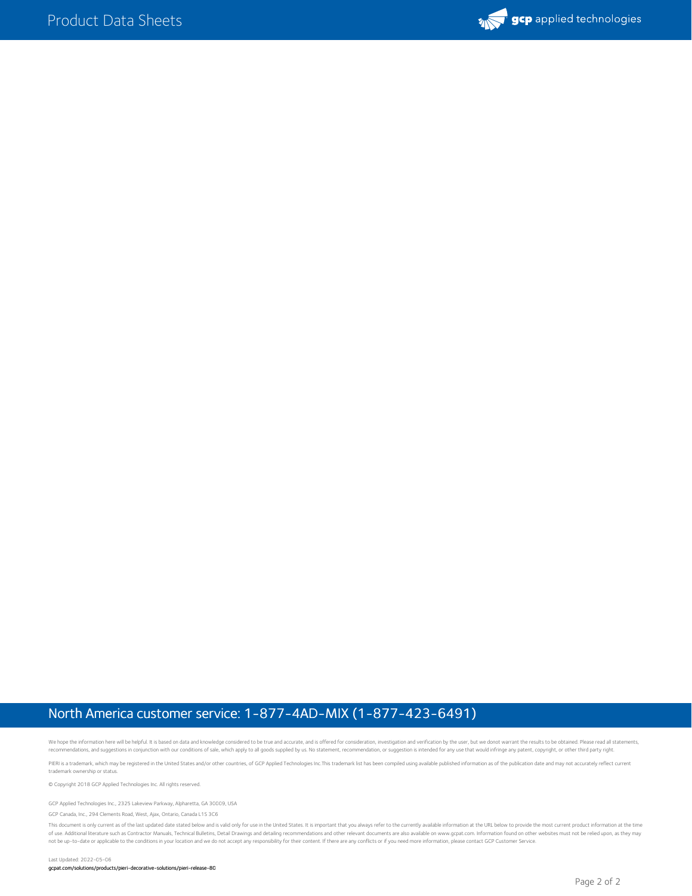## North America customer service: 1-877-4AD-MIX (1-877-423-6491)

We hope the information here will be helpful. It is based on data and knowledge considered to be true and accurate, and is offered for consideration, investigation and verification by the user, but we donot warrant the results to be obtained. Please read all statements, recommendations, and suggestions in conjunction with our conditions of sale, which apply to all goods supplied by us. No statement, recommendation, or suggestion is intended for any use that would infringe any patent, copyright, or other third party right.

PIERI is a trademark, which may be registered in the United States and/or other countries, of GCP Applied Technologies Inc.This trademark list has been compiled using available published information as of the publication date and may not accurately reflect current trademark ownership or status.

© Copyright 2018 GCP Applied Technologies Inc. All rights reserved.

GCP Applied Technologies Inc., 2325 Lakeview Parkway, Alpharetta, GA 30009, USA

GCP Canada, Inc., 294 Clements Road, West, Ajax, Ontario, Canada L1S 3C6

This document is only current as of the last updated date stated below and is valid only for use in the United States. It is important that you always refer to the currently available information at the URL below to provide the most current product information at the time of use. Additional literature such as Contractor Manuals, Technical Bulletins, Detail Drawings and detailing recommendations and other relevant documents are also available on www.gcpat.com. Information found on other websites must not be relied upon, as they may not be up-to-date or applicable to the conditions in your location and we do not accept any responsibility for their content. If there are any conflicts or if you need more information, please contact GCP Customer Service.

Last Updated: 2022-05-06

gcpat.com/solutions/products/pieri-decorative-solutions/pieri-release-80